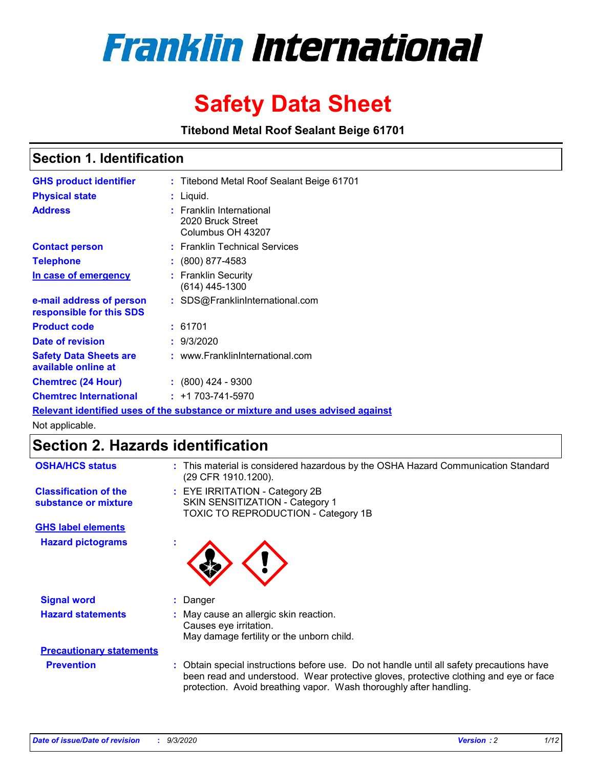# Franklin International

# Safety Data Sheet

**Titebond Metal Roof Sealant Beige 61701**

## Section 1. Identification

| | | |
|---|---|---|
| **GHS product identifier** | : | Titebond Metal Roof Sealant Beige 61701 |
| **Physical state** | : | Liquid. |
| **Address** | : | Franklin International<br>2020 Bruck Street<br>Columbus OH 43207 |
| **Contact person** | : | Franklin Technical Services |
| **Telephone** | : | (800) 877-4583 |
| **In case of emergency** | : | Franklin Security<br>(614) 445-1300 |
| **e-mail address of person responsible for this SDS** | : | SDS@FranklinInternational.com |
| **Product code** | : | 61701 |
| **Date of revision** | : | 9/3/2020 |
| **Safety Data Sheets are available online at** | : | www.FranklinInternational.com |
| **Chemtrec (24 Hour)** | : | (800) 424 - 9300 |
| **Chemtrec International** | : | +1 703-741-5970 |

**Relevant identified uses of the substance or mixture and uses advised against**

Not applicable.

## Section 2. Hazards identification

| | | |
|---|---|---|
| **OSHA/HCS status** | : | This material is considered hazardous by the OSHA Hazard Communication Standard (29 CFR 1910.1200). |
| **Classification of the substance or mixture** | : | EYE IRRITATION - Category 2B<br>SKIN SENSITIZATION - Category 1<br>TOXIC TO REPRODUCTION - Category 1B |

**GHS label elements**

**Hazard pictograms** :

**Signal word** : Danger

**Hazard statements** : May cause an allergic skin reaction.
Causes eye irritation.
May damage fertility or the unborn child.

**Precautionary statements**

**Prevention** : Obtain special instructions before use. Do not handle until all safety precautions have been read and understood. Wear protective gloves, protective clothing and eye or face protection. Avoid breathing vapor. Wash thoroughly after handling.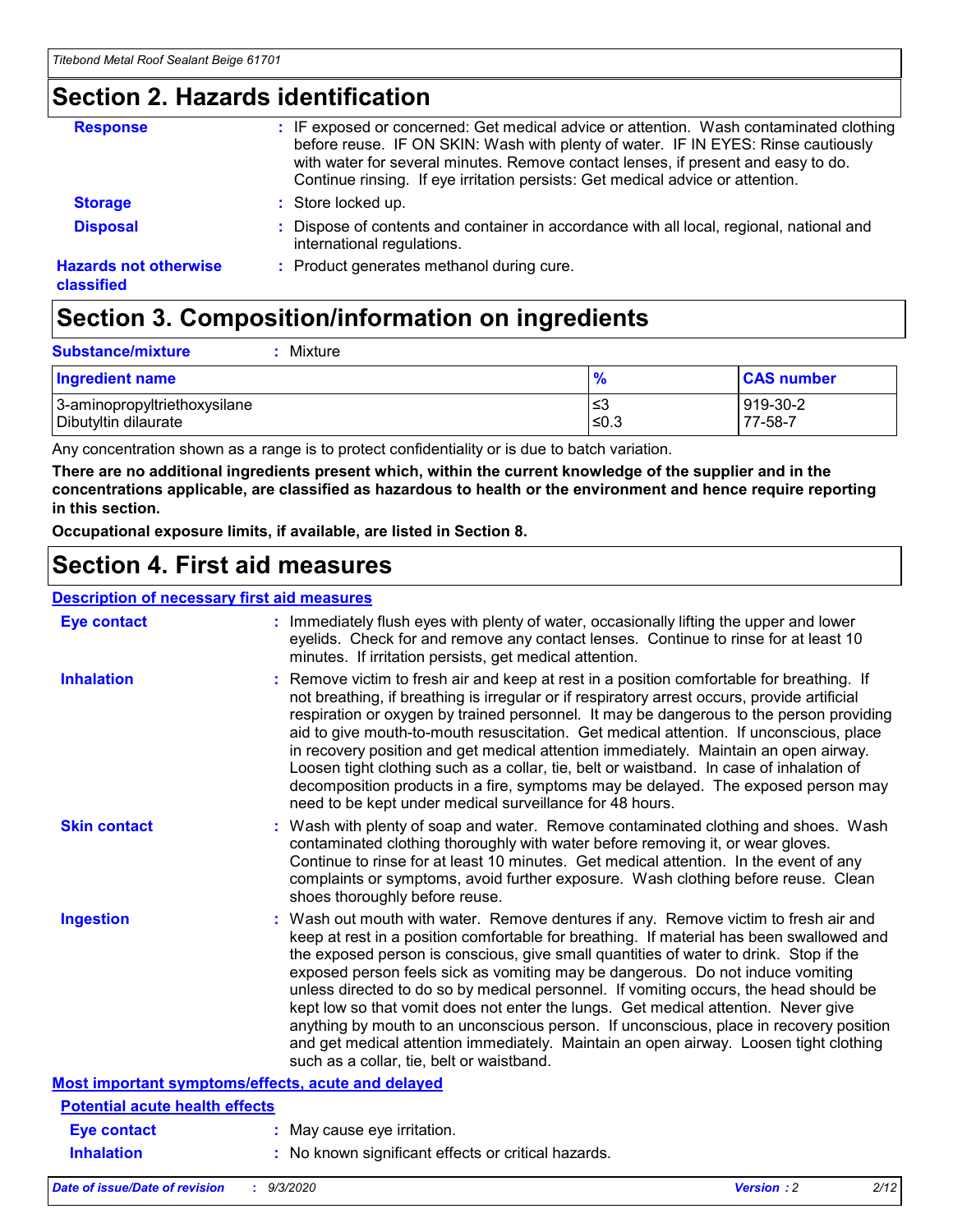## Section 2. Hazards identification

**Response** : IF exposed or concerned: Get medical advice or attention. Wash contaminated clothing before reuse. IF ON SKIN: Wash with plenty of water. IF IN EYES: Rinse cautiously with water for several minutes. Remove contact lenses, if present and easy to do. Continue rinsing. If eye irritation persists: Get medical advice or attention.

**Storage** : Store locked up.

**Disposal** : Dispose of contents and container in accordance with all local, regional, national and international regulations.

**Hazards not otherwise classified** : Product generates methanol during cure.

## Section 3. Composition/information on ingredients

**Substance/mixture** : Mixture

| Ingredient name | % | CAS number |
|---|---|---|
| 3-aminopropyltriethoxysilane | ≤3 | 919-30-2 |
| Dibutyltin dilaurate | ≤0.3 | 77-58-7 |

Any concentration shown as a range is to protect confidentiality or is due to batch variation.

**There are no additional ingredients present which, within the current knowledge of the supplier and in the concentrations applicable, are classified as hazardous to health or the environment and hence require reporting in this section.**

**Occupational exposure limits, if available, are listed in Section 8.**

## Section 4. First aid measures

### Description of necessary first aid measures

**Eye contact** : Immediately flush eyes with plenty of water, occasionally lifting the upper and lower eyelids. Check for and remove any contact lenses. Continue to rinse for at least 10 minutes. If irritation persists, get medical attention.

**Inhalation** : Remove victim to fresh air and keep at rest in a position comfortable for breathing. If not breathing, if breathing is irregular or if respiratory arrest occurs, provide artificial respiration or oxygen by trained personnel. It may be dangerous to the person providing aid to give mouth-to-mouth resuscitation. Get medical attention. If unconscious, place in recovery position and get medical attention immediately. Maintain an open airway. Loosen tight clothing such as a collar, tie, belt or waistband. In case of inhalation of decomposition products in a fire, symptoms may be delayed. The exposed person may need to be kept under medical surveillance for 48 hours.

**Skin contact** : Wash with plenty of soap and water. Remove contaminated clothing and shoes. Wash contaminated clothing thoroughly with water before removing it, or wear gloves. Continue to rinse for at least 10 minutes. Get medical attention. In the event of any complaints or symptoms, avoid further exposure. Wash clothing before reuse. Clean shoes thoroughly before reuse.

**Ingestion** : Wash out mouth with water. Remove dentures if any. Remove victim to fresh air and keep at rest in a position comfortable for breathing. If material has been swallowed and the exposed person is conscious, give small quantities of water to drink. Stop if the exposed person feels sick as vomiting may be dangerous. Do not induce vomiting unless directed to do so by medical personnel. If vomiting occurs, the head should be kept low so that vomit does not enter the lungs. Get medical attention. Never give anything by mouth to an unconscious person. If unconscious, place in recovery position and get medical attention immediately. Maintain an open airway. Loosen tight clothing such as a collar, tie, belt or waistband.

### Most important symptoms/effects, acute and delayed

#### Potential acute health effects

**Eye contact** : May cause eye irritation.

**Inhalation** : No known significant effects or critical hazards.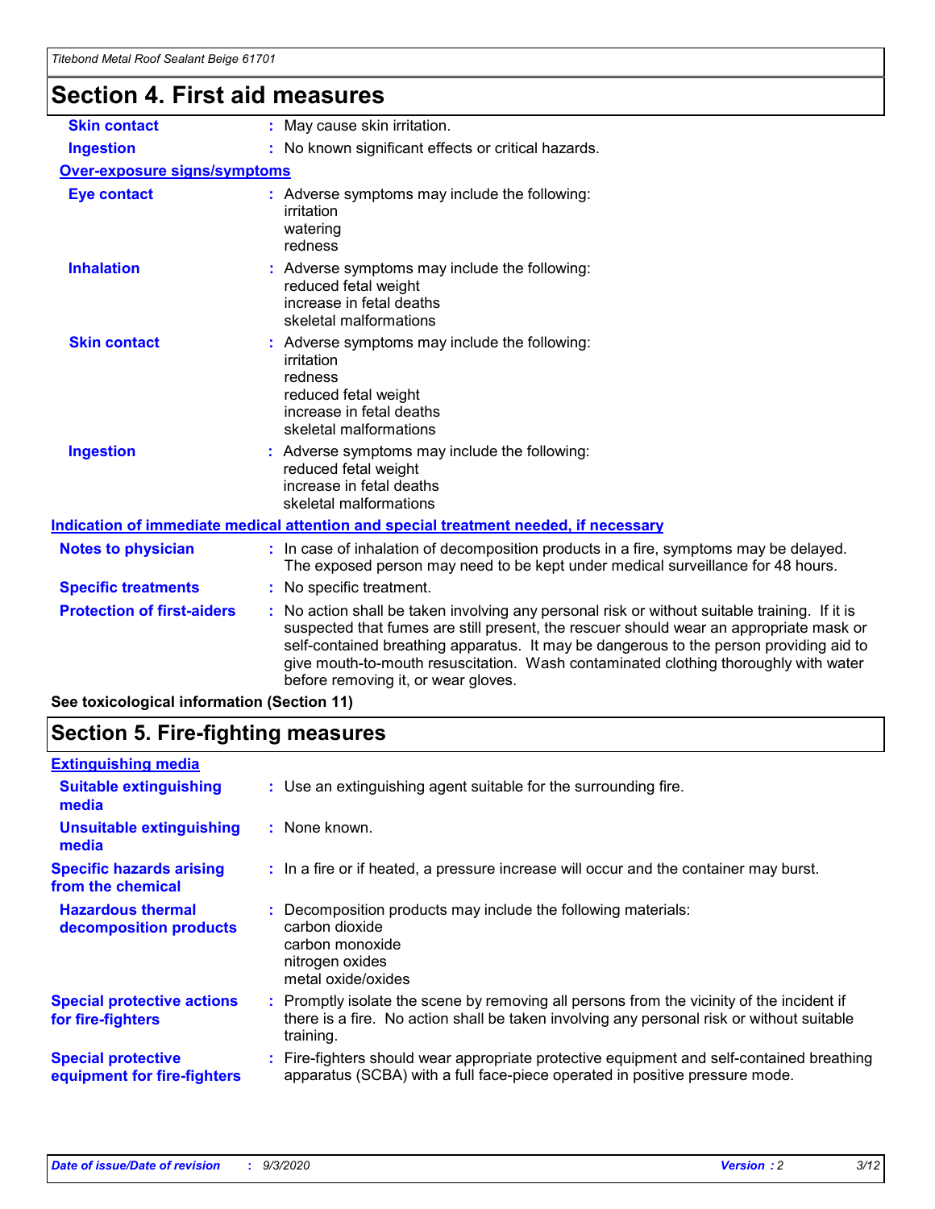## Section 4. First aid measures

| | |
|---|---|
| **Skin contact** | May cause skin irritation. |
| **Ingestion** | No known significant effects or critical hazards. |

**Over-exposure signs/symptoms**

| | |
|---|---|
| **Eye contact** | Adverse symptoms may include the following:<br>irritation<br>watering<br>redness |
| **Inhalation** | Adverse symptoms may include the following:<br>reduced fetal weight<br>increase in fetal deaths<br>skeletal malformations |
| **Skin contact** | Adverse symptoms may include the following:<br>irritation<br>redness<br>reduced fetal weight<br>increase in fetal deaths<br>skeletal malformations |
| **Ingestion** | Adverse symptoms may include the following:<br>reduced fetal weight<br>increase in fetal deaths<br>skeletal malformations |

**Indication of immediate medical attention and special treatment needed, if necessary**

| | |
|---|---|
| **Notes to physician** | In case of inhalation of decomposition products in a fire, symptoms may be delayed. The exposed person may need to be kept under medical surveillance for 48 hours. |
| **Specific treatments** | No specific treatment. |
| **Protection of first-aiders** | No action shall be taken involving any personal risk or without suitable training. If it is suspected that fumes are still present, the rescuer should wear an appropriate mask or self-contained breathing apparatus. It may be dangerous to the person providing aid to give mouth-to-mouth resuscitation. Wash contaminated clothing thoroughly with water before removing it, or wear gloves. |

**See toxicological information (Section 11)**

## Section 5. Fire-fighting measures

**Extinguishing media**

| | |
|---|---|
| **Suitable extinguishing media** | Use an extinguishing agent suitable for the surrounding fire. |
| **Unsuitable extinguishing media** | None known. |
| **Specific hazards arising from the chemical** | In a fire or if heated, a pressure increase will occur and the container may burst. |
| **Hazardous thermal decomposition products** | Decomposition products may include the following materials:<br>carbon dioxide<br>carbon monoxide<br>nitrogen oxides<br>metal oxide/oxides |
| **Special protective actions for fire-fighters** | Promptly isolate the scene by removing all persons from the vicinity of the incident if there is a fire. No action shall be taken involving any personal risk or without suitable training. |
| **Special protective equipment for fire-fighters** | Fire-fighters should wear appropriate protective equipment and self-contained breathing apparatus (SCBA) with a full face-piece operated in positive pressure mode. |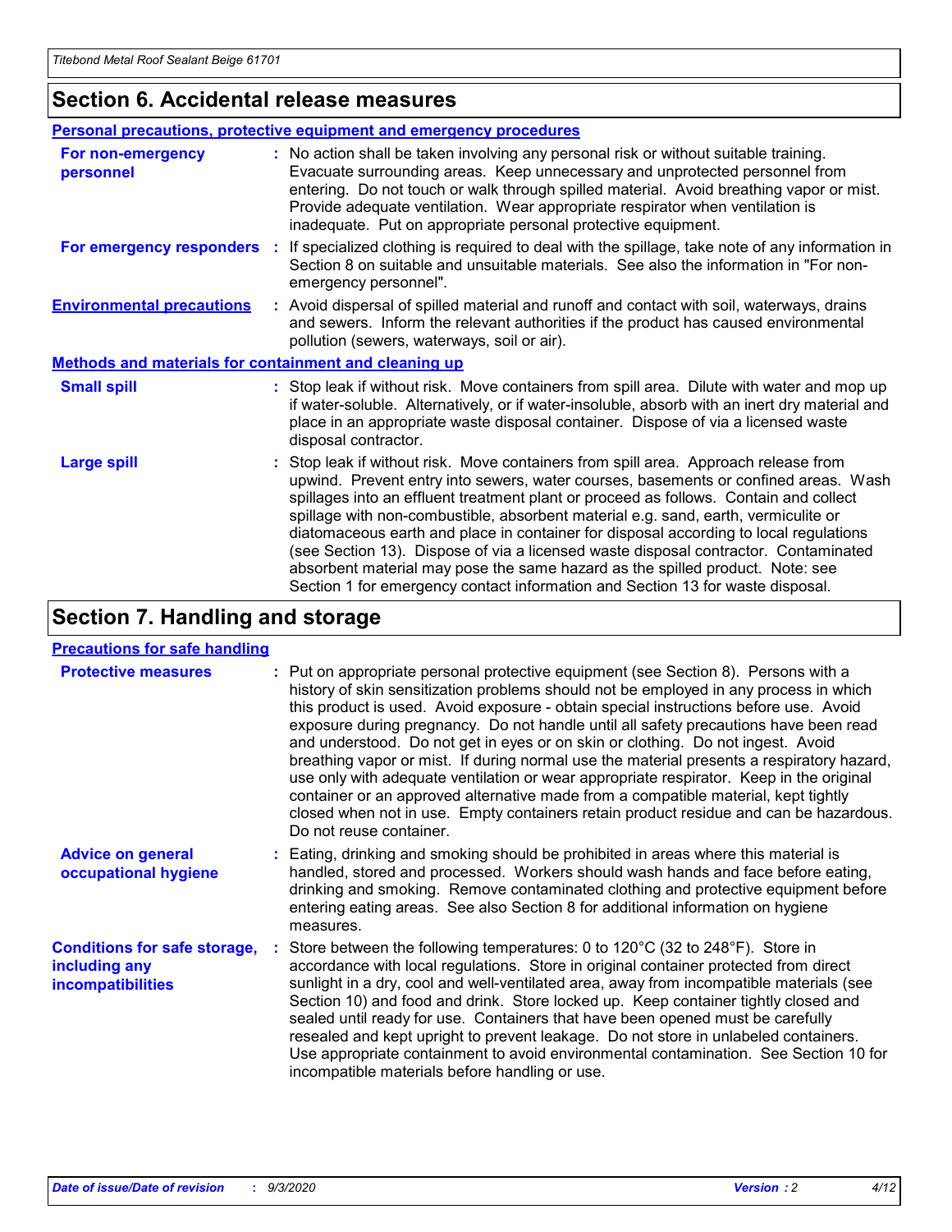## Section 6. Accidental release measures

### Personal precautions, protective equipment and emergency procedures

**For non-emergency personnel** : No action shall be taken involving any personal risk or without suitable training. Evacuate surrounding areas. Keep unnecessary and unprotected personnel from entering. Do not touch or walk through spilled material. Avoid breathing vapor or mist. Provide adequate ventilation. Wear appropriate respirator when ventilation is inadequate. Put on appropriate personal protective equipment.

**For emergency responders** : If specialized clothing is required to deal with the spillage, take note of any information in Section 8 on suitable and unsuitable materials. See also the information in "For non-emergency personnel".

**Environmental precautions** : Avoid dispersal of spilled material and runoff and contact with soil, waterways, drains and sewers. Inform the relevant authorities if the product has caused environmental pollution (sewers, waterways, soil or air).

### Methods and materials for containment and cleaning up

**Small spill** : Stop leak if without risk. Move containers from spill area. Dilute with water and mop up if water-soluble. Alternatively, or if water-insoluble, absorb with an inert dry material and place in an appropriate waste disposal container. Dispose of via a licensed waste disposal contractor.

**Large spill** : Stop leak if without risk. Move containers from spill area. Approach release from upwind. Prevent entry into sewers, water courses, basements or confined areas. Wash spillages into an effluent treatment plant or proceed as follows. Contain and collect spillage with non-combustible, absorbent material e.g. sand, earth, vermiculite or diatomaceous earth and place in container for disposal according to local regulations (see Section 13). Dispose of via a licensed waste disposal contractor. Contaminated absorbent material may pose the same hazard as the spilled product. Note: see Section 1 for emergency contact information and Section 13 for waste disposal.

## Section 7. Handling and storage

### Precautions for safe handling

**Protective measures** : Put on appropriate personal protective equipment (see Section 8). Persons with a history of skin sensitization problems should not be employed in any process in which this product is used. Avoid exposure - obtain special instructions before use. Avoid exposure during pregnancy. Do not handle until all safety precautions have been read and understood. Do not get in eyes or on skin or clothing. Do not ingest. Avoid breathing vapor or mist. If during normal use the material presents a respiratory hazard, use only with adequate ventilation or wear appropriate respirator. Keep in the original container or an approved alternative made from a compatible material, kept tightly closed when not in use. Empty containers retain product residue and can be hazardous. Do not reuse container.

**Advice on general occupational hygiene** : Eating, drinking and smoking should be prohibited in areas where this material is handled, stored and processed. Workers should wash hands and face before eating, drinking and smoking. Remove contaminated clothing and protective equipment before entering eating areas. See also Section 8 for additional information on hygiene measures.

**Conditions for safe storage, including any incompatibilities** : Store between the following temperatures: 0 to 120°C (32 to 248°F). Store in accordance with local regulations. Store in original container protected from direct sunlight in a dry, cool and well-ventilated area, away from incompatible materials (see Section 10) and food and drink. Store locked up. Keep container tightly closed and sealed until ready for use. Containers that have been opened must be carefully resealed and kept upright to prevent leakage. Do not store in unlabeled containers. Use appropriate containment to avoid environmental contamination. See Section 10 for incompatible materials before handling or use.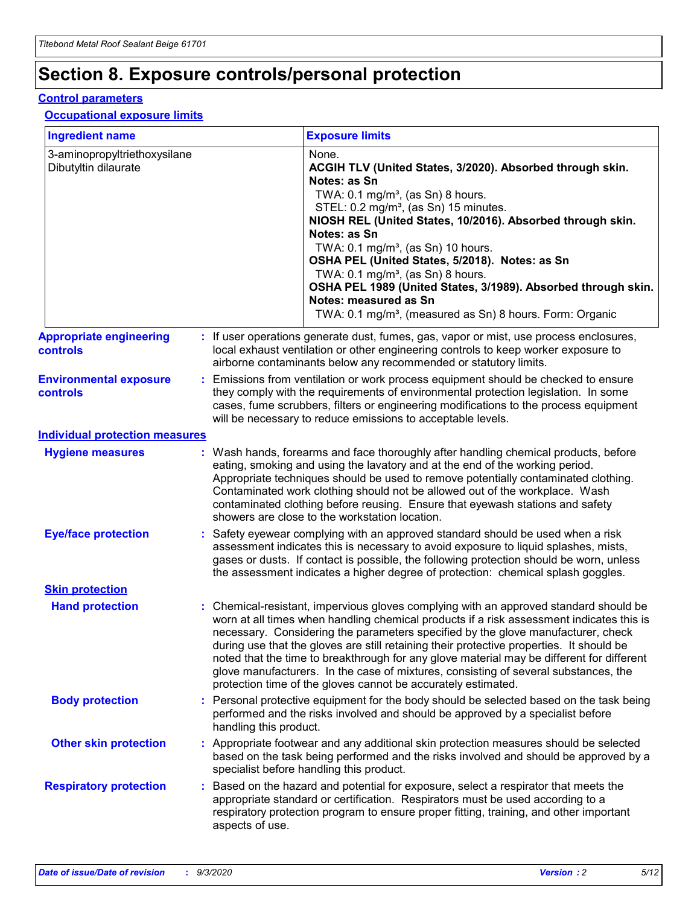# Section 8. Exposure controls/personal protection

## Control parameters

### Occupational exposure limits

| Ingredient name | Exposure limits |
| --- | --- |
| 3-aminopropyltriethoxysilane | None. |
| Dibutyltin dilaurate | **ACGIH TLV (United States, 3/2020). Absorbed through skin. Notes: as Sn**<br>TWA: 0.1 mg/m³, (as Sn) 8 hours.<br>STEL: 0.2 mg/m³, (as Sn) 15 minutes.<br>**NIOSH REL (United States, 10/2016). Absorbed through skin. Notes: as Sn**<br>TWA: 0.1 mg/m³, (as Sn) 10 hours.<br>**OSHA PEL (United States, 5/2018). Notes: as Sn**<br>TWA: 0.1 mg/m³, (as Sn) 8 hours.<br>**OSHA PEL 1989 (United States, 3/1989). Absorbed through skin. Notes: measured as Sn**<br>TWA: 0.1 mg/m³, (measured as Sn) 8 hours. Form: Organic |

**Appropriate engineering controls** : If user operations generate dust, fumes, gas, vapor or mist, use process enclosures, local exhaust ventilation or other engineering controls to keep worker exposure to airborne contaminants below any recommended or statutory limits.

**Environmental exposure controls** : Emissions from ventilation or work process equipment should be checked to ensure they comply with the requirements of environmental protection legislation. In some cases, fume scrubbers, filters or engineering modifications to the process equipment will be necessary to reduce emissions to acceptable levels.

## Individual protection measures

**Hygiene measures** : Wash hands, forearms and face thoroughly after handling chemical products, before eating, smoking and using the lavatory and at the end of the working period. Appropriate techniques should be used to remove potentially contaminated clothing. Contaminated work clothing should not be allowed out of the workplace. Wash contaminated clothing before reusing. Ensure that eyewash stations and safety showers are close to the workstation location.

**Eye/face protection** : Safety eyewear complying with an approved standard should be used when a risk assessment indicates this is necessary to avoid exposure to liquid splashes, mists, gases or dusts. If contact is possible, the following protection should be worn, unless the assessment indicates a higher degree of protection: chemical splash goggles.

### Skin protection

**Hand protection** : Chemical-resistant, impervious gloves complying with an approved standard should be worn at all times when handling chemical products if a risk assessment indicates this is necessary. Considering the parameters specified by the glove manufacturer, check during use that the gloves are still retaining their protective properties. It should be noted that the time to breakthrough for any glove material may be different for different glove manufacturers. In the case of mixtures, consisting of several substances, the protection time of the gloves cannot be accurately estimated.

**Body protection** : Personal protective equipment for the body should be selected based on the task being performed and the risks involved and should be approved by a specialist before handling this product.

**Other skin protection** : Appropriate footwear and any additional skin protection measures should be selected based on the task being performed and the risks involved and should be approved by a specialist before handling this product.

**Respiratory protection** : Based on the hazard and potential for exposure, select a respirator that meets the appropriate standard or certification. Respirators must be used according to a respiratory protection program to ensure proper fitting, training, and other important aspects of use.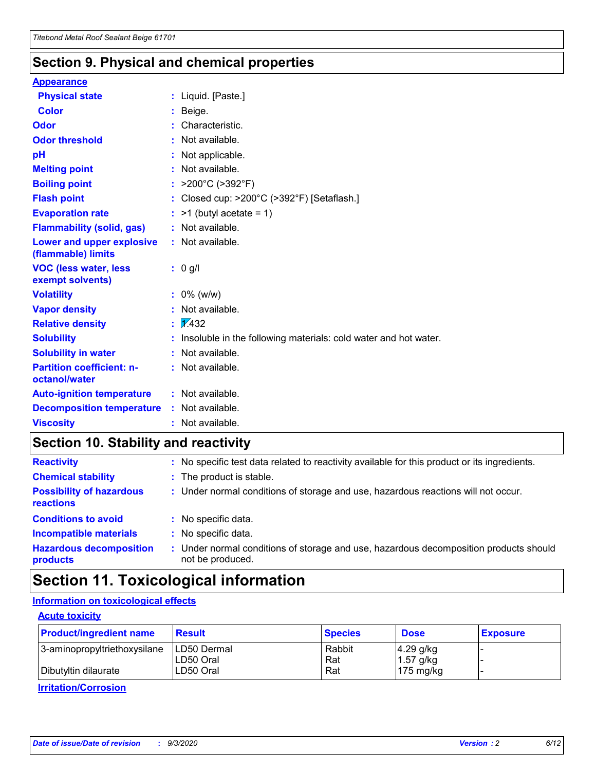## Section 9. Physical and chemical properties

**Appearance**

| | |
|---|---|
| **Physical state** | : Liquid. [Paste.] |
| **Color** | : Beige. |
| **Odor** | : Characteristic. |
| **Odor threshold** | : Not available. |
| **pH** | : Not applicable. |
| **Melting point** | : Not available. |
| **Boiling point** | : >200°C (>392°F) |
| **Flash point** | : Closed cup: >200°C (>392°F) [Setaflash.] |
| **Evaporation rate** | : >1 (butyl acetate = 1) |
| **Flammability (solid, gas)** | : Not available. |
| **Lower and upper explosive (flammable) limits** | : Not available. |
| **VOC (less water, less exempt solvents)** | : 0 g/l |
| **Volatility** | : 0% (w/w) |
| **Vapor density** | : Not available. |
| **Relative density** | : 1.432 |
| **Solubility** | : Insoluble in the following materials: cold water and hot water. |
| **Solubility in water** | : Not available. |
| **Partition coefficient: n-octanol/water** | : Not available. |
| **Auto-ignition temperature** | : Not available. |
| **Decomposition temperature** | : Not available. |
| **Viscosity** | : Not available. |

## Section 10. Stability and reactivity

| | |
|---|---|
| **Reactivity** | : No specific test data related to reactivity available for this product or its ingredients. |
| **Chemical stability** | : The product is stable. |
| **Possibility of hazardous reactions** | : Under normal conditions of storage and use, hazardous reactions will not occur. |
| **Conditions to avoid** | : No specific data. |
| **Incompatible materials** | : No specific data. |
| **Hazardous decomposition products** | : Under normal conditions of storage and use, hazardous decomposition products should not be produced. |

## Section 11. Toxicological information

**Information on toxicological effects**

**Acute toxicity**

| Product/ingredient name | Result | Species | Dose | Exposure |
|---|---|---|---|---|
| 3-aminopropyltriethoxysilane | LD50 Dermal | Rabbit | 4.29 g/kg | - |
| | LD50 Oral | Rat | 1.57 g/kg | - |
| Dibutyltin dilaurate | LD50 Oral | Rat | 175 mg/kg | - |

**Irritation/Corrosion**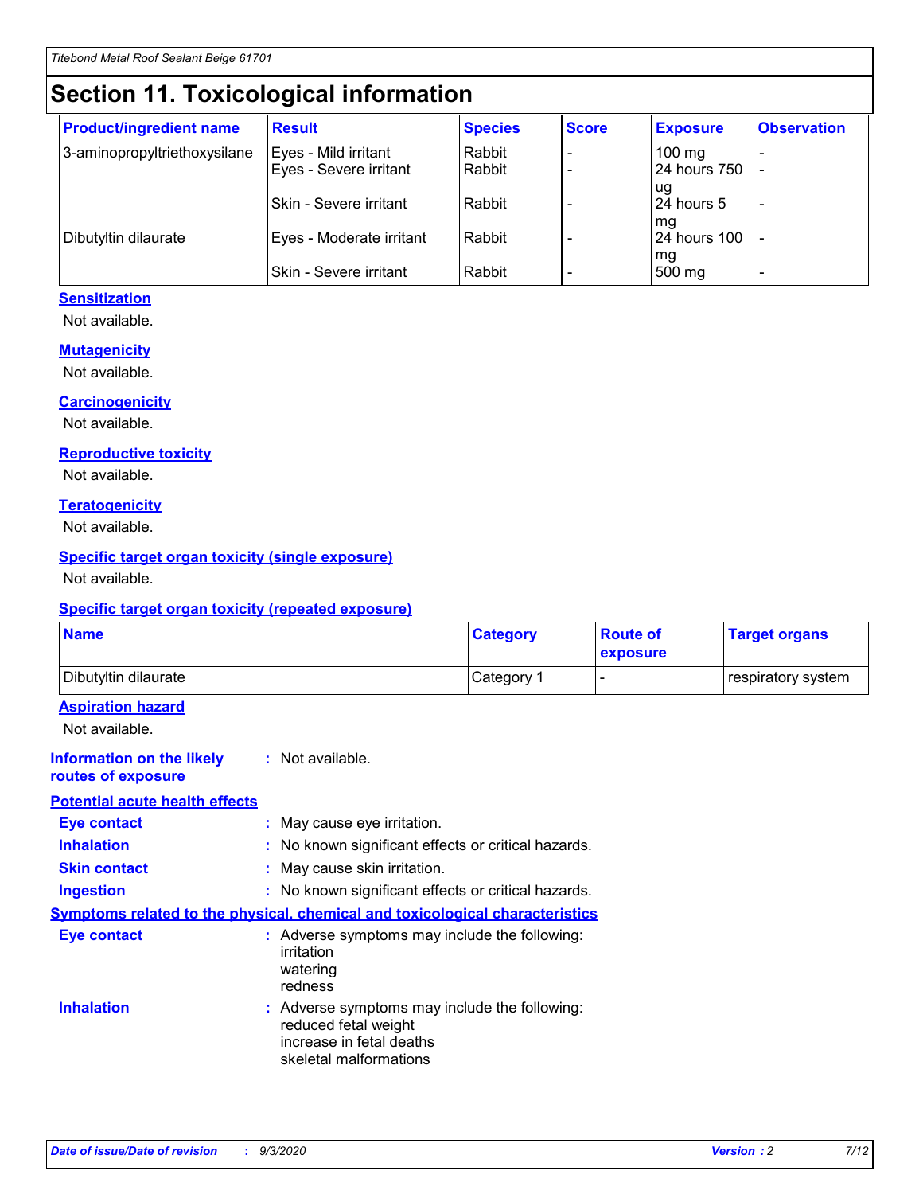# Section 11. Toxicological information

| Product/ingredient name | Result | Species | Score | Exposure | Observation |
| --- | --- | --- | --- | --- | --- |
| 3-aminopropyltriethoxysilane | Eyes - Mild irritant | Rabbit | - | 100 mg | - |
| | Eyes - Severe irritant | Rabbit | - | 24 hours 750 ug | - |
| | Skin - Severe irritant | Rabbit | - | 24 hours 5 mg | - |
| Dibutyltin dilaurate | Eyes - Moderate irritant | Rabbit | - | 24 hours 100 mg | - |
| | Skin - Severe irritant | Rabbit | - | 500 mg | - |

### Sensitization

Not available.

### Mutagenicity

Not available.

### Carcinogenicity

Not available.

### Reproductive toxicity

Not available.

### Teratogenicity

Not available.

### Specific target organ toxicity (single exposure)

Not available.

### Specific target organ toxicity (repeated exposure)

| Name | Category | Route of exposure | Target organs |
| --- | --- | --- | --- |
| Dibutyltin dilaurate | Category 1 | - | respiratory system |

### Aspiration hazard

Not available.

**Information on the likely routes of exposure** : Not available.

### Potential acute health effects

**Eye contact** : May cause eye irritation.

**Inhalation** : No known significant effects or critical hazards.

**Skin contact** : May cause skin irritation.

**Ingestion** : No known significant effects or critical hazards.

### Symptoms related to the physical, chemical and toxicological characteristics

**Eye contact** : Adverse symptoms may include the following:
irritation
watering
redness

**Inhalation** : Adverse symptoms may include the following:
reduced fetal weight
increase in fetal deaths
skeletal malformations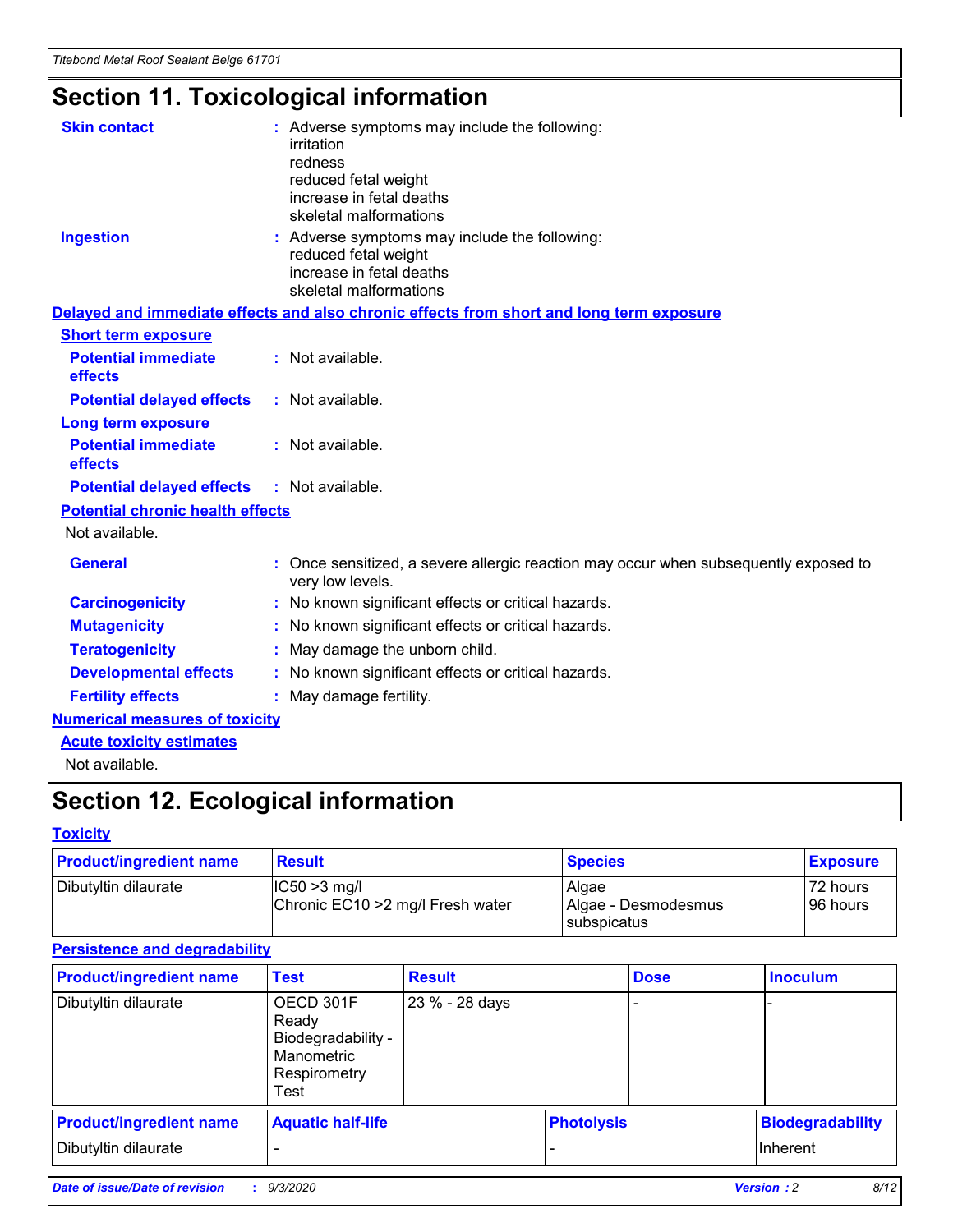# Section 11. Toxicological information

**Skin contact** : Adverse symptoms may include the following:
irritation
redness
reduced fetal weight
increase in fetal deaths
skeletal malformations

**Ingestion** : Adverse symptoms may include the following:
reduced fetal weight
increase in fetal deaths
skeletal malformations

**Delayed and immediate effects and also chronic effects from short and long term exposure**

**Short term exposure**

**Potential immediate effects** : Not available.

**Potential delayed effects** : Not available.

**Long term exposure**

**Potential immediate effects** : Not available.

**Potential delayed effects** : Not available.

**Potential chronic health effects**

Not available.

**General** : Once sensitized, a severe allergic reaction may occur when subsequently exposed to very low levels.

**Carcinogenicity** : No known significant effects or critical hazards.

**Mutagenicity** : No known significant effects or critical hazards.

**Teratogenicity** : May damage the unborn child.

**Developmental effects** : No known significant effects or critical hazards.

**Fertility effects** : May damage fertility.

**Numerical measures of toxicity**

**Acute toxicity estimates**

Not available.

# Section 12. Ecological information

**Toxicity**

| Product/ingredient name | Result | Species | Exposure |
|---|---|---|---|
| Dibutyltin dilaurate | IC50 >3 mg/l<br>Chronic EC10 >2 mg/l Fresh water | Algae<br>Algae - Desmodesmus subspicatus | 72 hours<br>96 hours |

**Persistence and degradability**

| Product/ingredient name | Test | Result | Dose | Inoculum |
|---|---|---|---|---|
| Dibutyltin dilaurate | OECD 301F Ready Biodegradability - Manometric Respirometry Test | 23 % - 28 days | - | - |

| Product/ingredient name | Aquatic half-life | Photolysis | Biodegradability |
|---|---|---|---|
| Dibutyltin dilaurate | - | - | Inherent |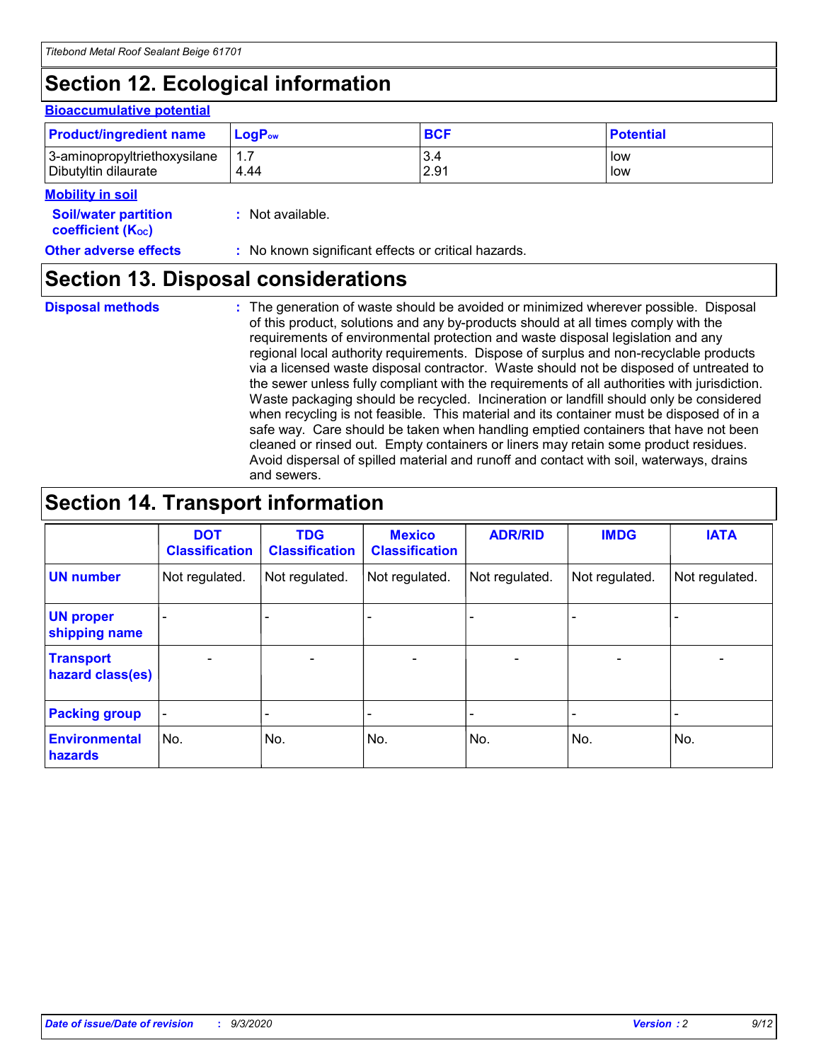## Section 12. Ecological information

### Bioaccumulative potential

| Product/ingredient name | $LogP_{ow}$ | BCF | Potential |
|---|---|---|---|
| 3-aminopropyltriethoxysilane | 1.7 | 3.4 | low |
| Dibutyltin dilaurate | 4.44 | 2.91 | low |

### Mobility in soil

**Soil/water partition coefficient ($K_{OC}$)** : Not available.

**Other adverse effects** : No known significant effects or critical hazards.

## Section 13. Disposal considerations

**Disposal methods** : The generation of waste should be avoided or minimized wherever possible. Disposal of this product, solutions and any by-products should at all times comply with the requirements of environmental protection and waste disposal legislation and any regional local authority requirements. Dispose of surplus and non-recyclable products via a licensed waste disposal contractor. Waste should not be disposed of untreated to the sewer unless fully compliant with the requirements of all authorities with jurisdiction. Waste packaging should be recycled. Incineration or landfill should only be considered when recycling is not feasible. This material and its container must be disposed of in a safe way. Care should be taken when handling emptied containers that have not been cleaned or rinsed out. Empty containers or liners may retain some product residues. Avoid dispersal of spilled material and runoff and contact with soil, waterways, drains and sewers.

## Section 14. Transport information

| | DOT Classification | TDG Classification | Mexico Classification | ADR/RID | IMDG | IATA |
|---|---|---|---|---|---|---|
| **UN number** | Not regulated. | Not regulated. | Not regulated. | Not regulated. | Not regulated. | Not regulated. |
| **UN proper shipping name** | - | - | - | - | - | - |
| **Transport hazard class(es)** | - | - | - | - | - | - |
| **Packing group** | - | - | - | - | - | - |
| **Environmental hazards** | No. | No. | No. | No. | No. | No. |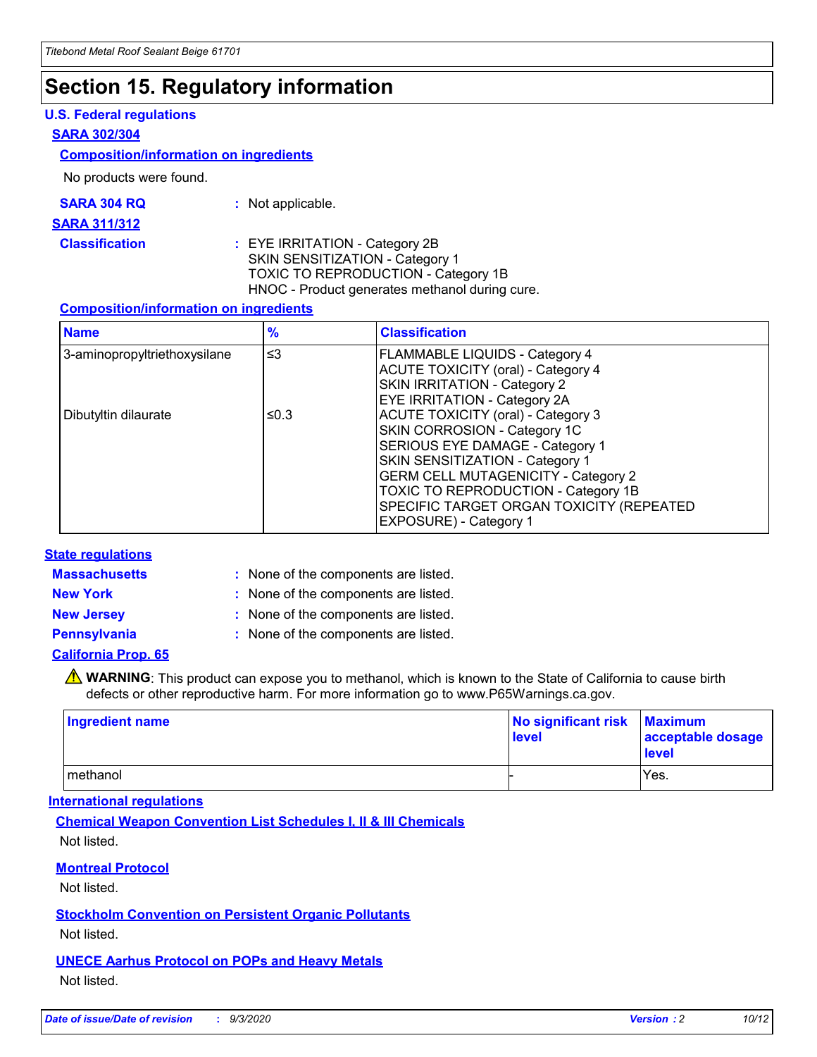# Section 15. Regulatory information

### U.S. Federal regulations

#### SARA 302/304

##### Composition/information on ingredients

No products were found.

**SARA 304 RQ** : Not applicable.

#### SARA 311/312

**Classification** : EYE IRRITATION - Category 2B
SKIN SENSITIZATION - Category 1
TOXIC TO REPRODUCTION - Category 1B
HNOC - Product generates methanol during cure.

##### Composition/information on ingredients

| Name | % | Classification |
| --- | --- | --- |
| 3-aminopropyltriethoxysilane | ≤3 | FLAMMABLE LIQUIDS - Category 4<br>ACUTE TOXICITY (oral) - Category 4<br>SKIN IRRITATION - Category 2<br>EYE IRRITATION - Category 2A |
| Dibutyltin dilaurate | ≤0.3 | ACUTE TOXICITY (oral) - Category 3<br>SKIN CORROSION - Category 1C<br>SERIOUS EYE DAMAGE - Category 1<br>SKIN SENSITIZATION - Category 1<br>GERM CELL MUTAGENICITY - Category 2<br>TOXIC TO REPRODUCTION - Category 1B<br>SPECIFIC TARGET ORGAN TOXICITY (REPEATED EXPOSURE) - Category 1 |

### State regulations

**Massachusetts** : None of the components are listed.

**New York** : None of the components are listed.

**New Jersey** : None of the components are listed.

**Pennsylvania** : None of the components are listed.

#### California Prop. 65

⚠ **WARNING**: This product can expose you to methanol, which is known to the State of California to cause birth defects or other reproductive harm. For more information go to www.P65Warnings.ca.gov.

| Ingredient name | No significant risk level | Maximum acceptable dosage level |
| --- | --- | --- |
| methanol | - | Yes. |

### International regulations

#### Chemical Weapon Convention List Schedules I, II & III Chemicals

Not listed.

#### Montreal Protocol

Not listed.

#### Stockholm Convention on Persistent Organic Pollutants

Not listed.

#### UNECE Aarhus Protocol on POPs and Heavy Metals

Not listed.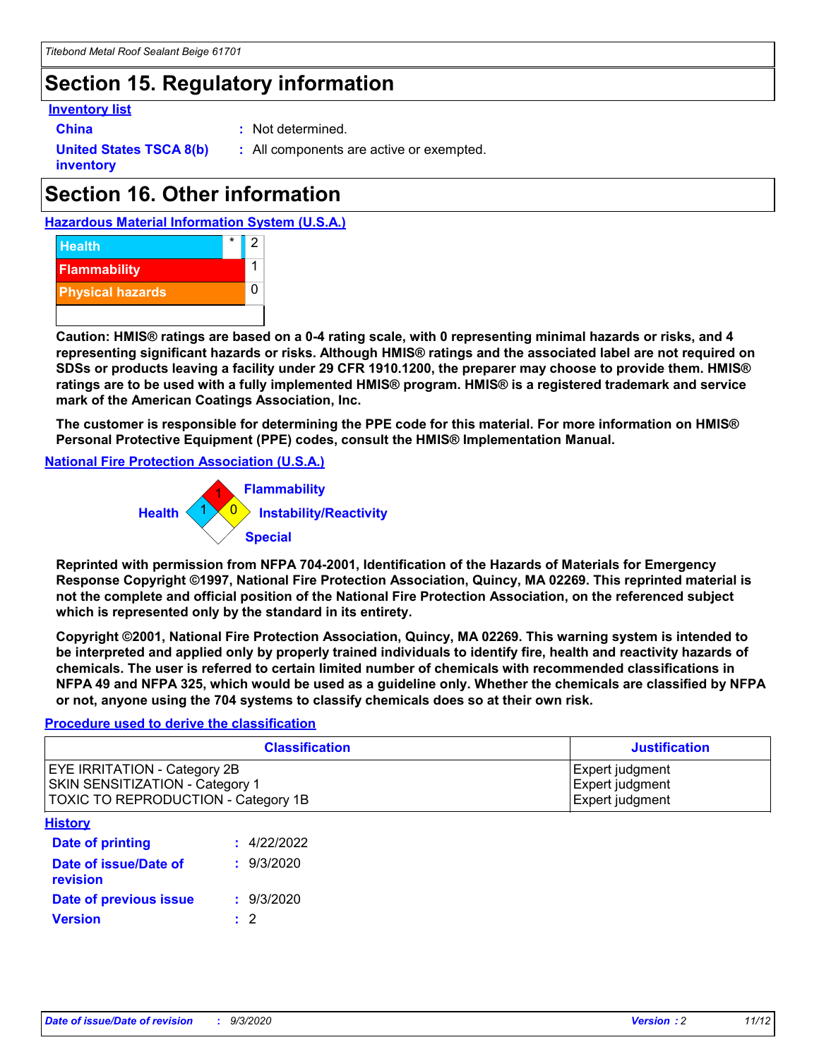## Section 15. Regulatory information

**Inventory list**

**China** : Not determined.

**United States TSCA 8(b) inventory** : All components are active or exempted.

## Section 16. Other information

**Hazardous Material Information System (U.S.A.)**

| | | |
|---|---|---|
| Health | * | 2 |
| Flammability | | 1 |
| Physical hazards | | 0 |

**Caution: HMIS® ratings are based on a 0-4 rating scale, with 0 representing minimal hazards or risks, and 4 representing significant hazards or risks. Although HMIS® ratings and the associated label are not required on SDSs or products leaving a facility under 29 CFR 1910.1200, the preparer may choose to provide them. HMIS® ratings are to be used with a fully implemented HMIS® program. HMIS® is a registered trademark and service mark of the American Coatings Association, Inc.**

**The customer is responsible for determining the PPE code for this material. For more information on HMIS® Personal Protective Equipment (PPE) codes, consult the HMIS® Implementation Manual.**

**National Fire Protection Association (U.S.A.)**

Flammability: 1
Health: 1
Instability/Reactivity: 0
Special:

**Reprinted with permission from NFPA 704-2001, Identification of the Hazards of Materials for Emergency Response Copyright ©1997, National Fire Protection Association, Quincy, MA 02269. This reprinted material is not the complete and official position of the National Fire Protection Association, on the referenced subject which is represented only by the standard in its entirety.**

**Copyright ©2001, National Fire Protection Association, Quincy, MA 02269. This warning system is intended to be interpreted and applied only by properly trained individuals to identify fire, health and reactivity hazards of chemicals. The user is referred to certain limited number of chemicals with recommended classifications in NFPA 49 and NFPA 325, which would be used as a guideline only. Whether the chemicals are classified by NFPA or not, anyone using the 704 systems to classify chemicals does so at their own risk.**

**Procedure used to derive the classification**

| Classification | Justification |
|---|---|
| EYE IRRITATION - Category 2B | Expert judgment |
| SKIN SENSITIZATION - Category 1 | Expert judgment |
| TOXIC TO REPRODUCTION - Category 1B | Expert judgment |

**History**

**Date of printing** : 4/22/2022

**Date of issue/Date of revision** : 9/3/2020

**Date of previous issue** : 9/3/2020

**Version** : 2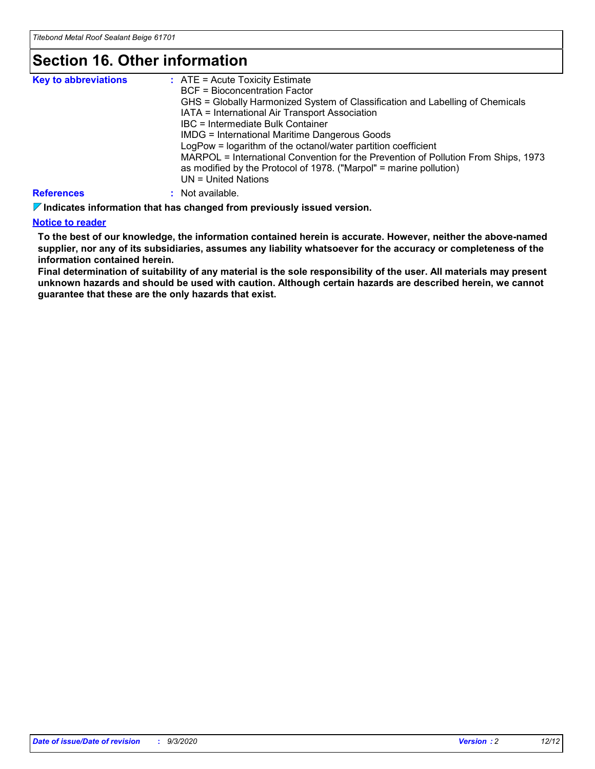# Section 16. Other information

**Key to abbreviations** : ATE = Acute Toxicity Estimate
BCF = Bioconcentration Factor
GHS = Globally Harmonized System of Classification and Labelling of Chemicals
IATA = International Air Transport Association
IBC = Intermediate Bulk Container
IMDG = International Maritime Dangerous Goods
LogPow = logarithm of the octanol/water partition coefficient
MARPOL = International Convention for the Prevention of Pollution From Ships, 1973 as modified by the Protocol of 1978. ("Marpol" = marine pollution)
UN = United Nations

**References** : Not available.

**Indicates information that has changed from previously issued version.**

**Notice to reader**

**To the best of our knowledge, the information contained herein is accurate. However, neither the above-named supplier, nor any of its subsidiaries, assumes any liability whatsoever for the accuracy or completeness of the information contained herein.**

**Final determination of suitability of any material is the sole responsibility of the user. All materials may present unknown hazards and should be used with caution. Although certain hazards are described herein, we cannot guarantee that these are the only hazards that exist.**